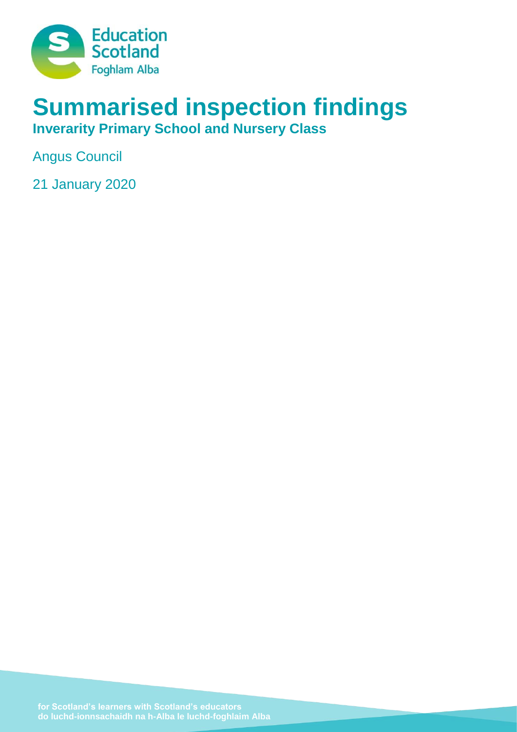Education Scotland
Foghlam Alba

# Summarised inspection findings

## Inverarity Primary School and Nursery Class

Angus Council

21 January 2020

for Scotland's learners with Scotland's educators
do luchd-ionnsachaidh na h-Alba le luchd-foghlaim Alba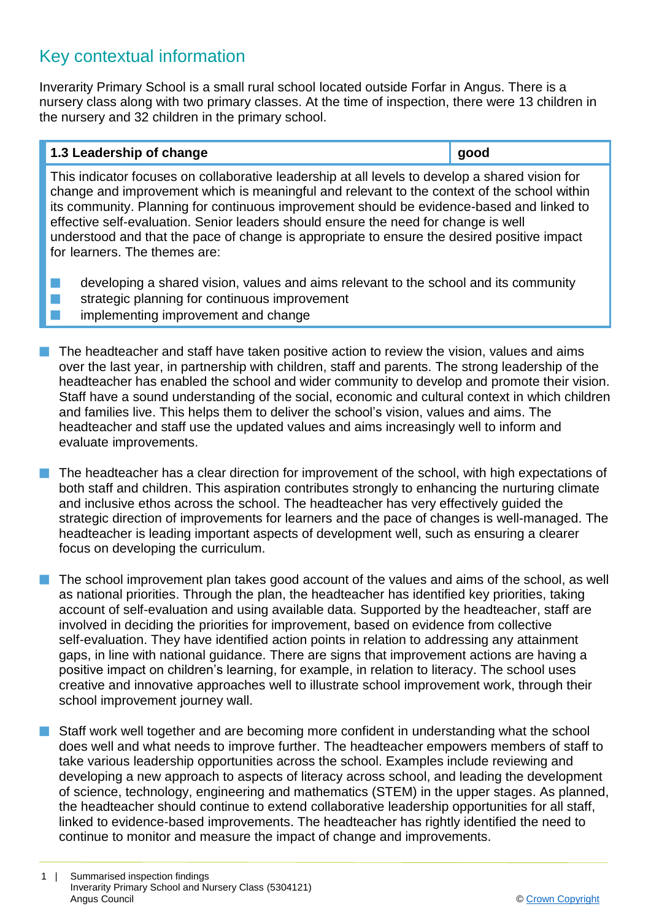## Key contextual information

Inverarity Primary School is a small rural school located outside Forfar in Angus. There is a nursery class along with two primary classes. At the time of inspection, there were 13 children in the nursery and 32 children in the primary school.

| 1.3 Leadership of change | good |
|---|---|
| This indicator focuses on collaborative leadership at all levels to develop a shared vision for change and improvement which is meaningful and relevant to the context of the school within its community. Planning for continuous improvement should be evidence-based and linked to effective self-evaluation. Senior leaders should ensure the need for change is well understood and that the pace of change is appropriate to ensure the desired positive impact for learners. The themes are: <br>■ developing a shared vision, values and aims relevant to the school and its community <br>■ strategic planning for continuous improvement <br>■ implementing improvement and change | |

- The headteacher and staff have taken positive action to review the vision, values and aims over the last year, in partnership with children, staff and parents. The strong leadership of the headteacher has enabled the school and wider community to develop and promote their vision. Staff have a sound understanding of the social, economic and cultural context in which children and families live. This helps them to deliver the school's vision, values and aims. The headteacher and staff use the updated values and aims increasingly well to inform and evaluate improvements.

- The headteacher has a clear direction for improvement of the school, with high expectations of both staff and children. This aspiration contributes strongly to enhancing the nurturing climate and inclusive ethos across the school. The headteacher has very effectively guided the strategic direction of improvements for learners and the pace of changes is well-managed. The headteacher is leading important aspects of development well, such as ensuring a clearer focus on developing the curriculum.

- The school improvement plan takes good account of the values and aims of the school, as well as national priorities. Through the plan, the headteacher has identified key priorities, taking account of self-evaluation and using available data. Supported by the headteacher, staff are involved in deciding the priorities for improvement, based on evidence from collective self-evaluation. They have identified action points in relation to addressing any attainment gaps, in line with national guidance. There are signs that improvement actions are having a positive impact on children's learning, for example, in relation to literacy. The school uses creative and innovative approaches well to illustrate school improvement work, through their school improvement journey wall.

- Staff work well together and are becoming more confident in understanding what the school does well and what needs to improve further. The headteacher empowers members of staff to take various leadership opportunities across the school. Examples include reviewing and developing a new approach to aspects of literacy across school, and leading the development of science, technology, engineering and mathematics (STEM) in the upper stages. As planned, the headteacher should continue to extend collaborative leadership opportunities for all staff, linked to evidence-based improvements. The headteacher has rightly identified the need to continue to monitor and measure the impact of change and improvements.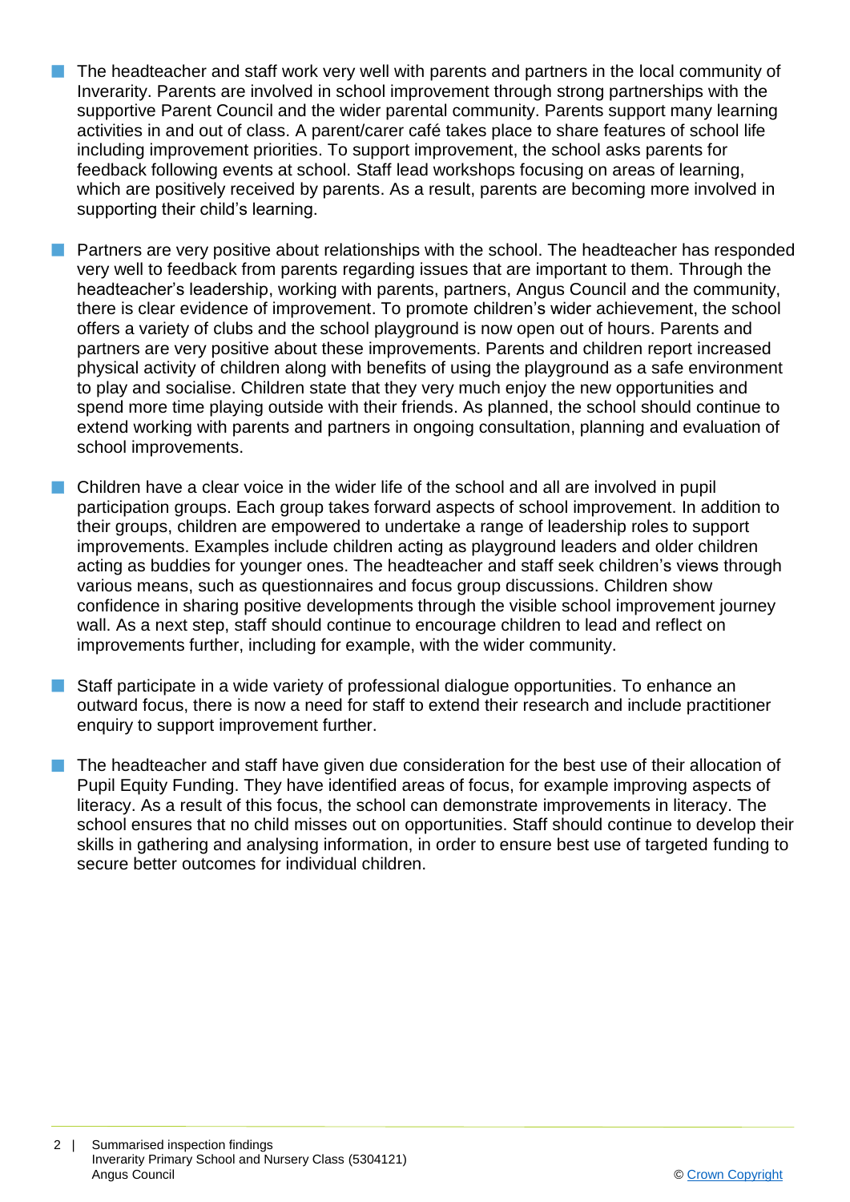- The headteacher and staff work very well with parents and partners in the local community of Inverarity. Parents are involved in school improvement through strong partnerships with the supportive Parent Council and the wider parental community. Parents support many learning activities in and out of class. A parent/carer café takes place to share features of school life including improvement priorities. To support improvement, the school asks parents for feedback following events at school. Staff lead workshops focusing on areas of learning, which are positively received by parents. As a result, parents are becoming more involved in supporting their child's learning.

- Partners are very positive about relationships with the school. The headteacher has responded very well to feedback from parents regarding issues that are important to them. Through the headteacher's leadership, working with parents, partners, Angus Council and the community, there is clear evidence of improvement. To promote children's wider achievement, the school offers a variety of clubs and the school playground is now open out of hours. Parents and partners are very positive about these improvements. Parents and children report increased physical activity of children along with benefits of using the playground as a safe environment to play and socialise. Children state that they very much enjoy the new opportunities and spend more time playing outside with their friends. As planned, the school should continue to extend working with parents and partners in ongoing consultation, planning and evaluation of school improvements.

- Children have a clear voice in the wider life of the school and all are involved in pupil participation groups. Each group takes forward aspects of school improvement. In addition to their groups, children are empowered to undertake a range of leadership roles to support improvements. Examples include children acting as playground leaders and older children acting as buddies for younger ones. The headteacher and staff seek children's views through various means, such as questionnaires and focus group discussions. Children show confidence in sharing positive developments through the visible school improvement journey wall. As a next step, staff should continue to encourage children to lead and reflect on improvements further, including for example, with the wider community.

- Staff participate in a wide variety of professional dialogue opportunities. To enhance an outward focus, there is now a need for staff to extend their research and include practitioner enquiry to support improvement further.

- The headteacher and staff have given due consideration for the best use of their allocation of Pupil Equity Funding. They have identified areas of focus, for example improving aspects of literacy. As a result of this focus, the school can demonstrate improvements in literacy. The school ensures that no child misses out on opportunities. Staff should continue to develop their skills in gathering and analysing information, in order to ensure best use of targeted funding to secure better outcomes for individual children.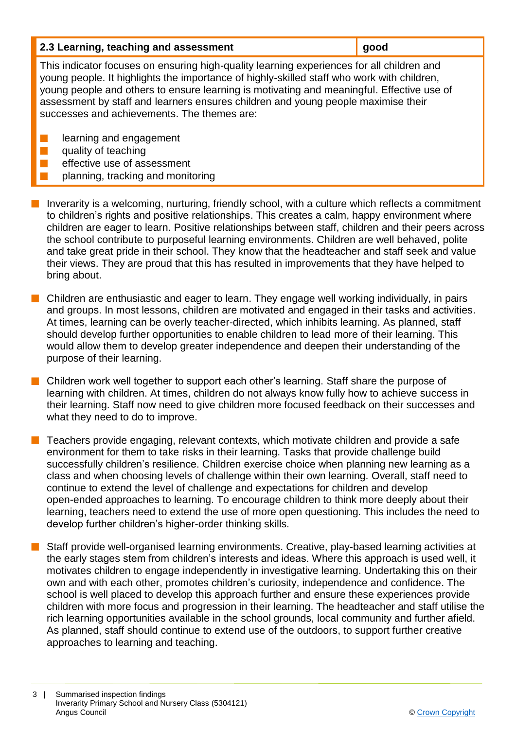| 2.3 Learning, teaching and assessment | good |
|---|---|

This indicator focuses on ensuring high-quality learning experiences for all children and young people. It highlights the importance of highly-skilled staff who work with children, young people and others to ensure learning is motivating and meaningful. Effective use of assessment by staff and learners ensures children and young people maximise their successes and achievements. The themes are:

- learning and engagement
- quality of teaching
- effective use of assessment
- planning, tracking and monitoring

- Inverarity is a welcoming, nurturing, friendly school, with a culture which reflects a commitment to children's rights and positive relationships. This creates a calm, happy environment where children are eager to learn. Positive relationships between staff, children and their peers across the school contribute to purposeful learning environments. Children are well behaved, polite and take great pride in their school. They know that the headteacher and staff seek and value their views. They are proud that this has resulted in improvements that they have helped to bring about.

- Children are enthusiastic and eager to learn. They engage well working individually, in pairs and groups. In most lessons, children are motivated and engaged in their tasks and activities. At times, learning can be overly teacher-directed, which inhibits learning. As planned, staff should develop further opportunities to enable children to lead more of their learning. This would allow them to develop greater independence and deepen their understanding of the purpose of their learning.

- Children work well together to support each other's learning. Staff share the purpose of learning with children. At times, children do not always know fully how to achieve success in their learning. Staff now need to give children more focused feedback on their successes and what they need to do to improve.

- Teachers provide engaging, relevant contexts, which motivate children and provide a safe environment for them to take risks in their learning. Tasks that provide challenge build successfully children's resilience. Children exercise choice when planning new learning as a class and when choosing levels of challenge within their own learning. Overall, staff need to continue to extend the level of challenge and expectations for children and develop open-ended approaches to learning. To encourage children to think more deeply about their learning, teachers need to extend the use of more open questioning. This includes the need to develop further children's higher-order thinking skills.

- Staff provide well-organised learning environments. Creative, play-based learning activities at the early stages stem from children's interests and ideas. Where this approach is used well, it motivates children to engage independently in investigative learning. Undertaking this on their own and with each other, promotes children's curiosity, independence and confidence. The school is well placed to develop this approach further and ensure these experiences provide children with more focus and progression in their learning. The headteacher and staff utilise the rich learning opportunities available in the school grounds, local community and further afield. As planned, staff should continue to extend use of the outdoors, to support further creative approaches to learning and teaching.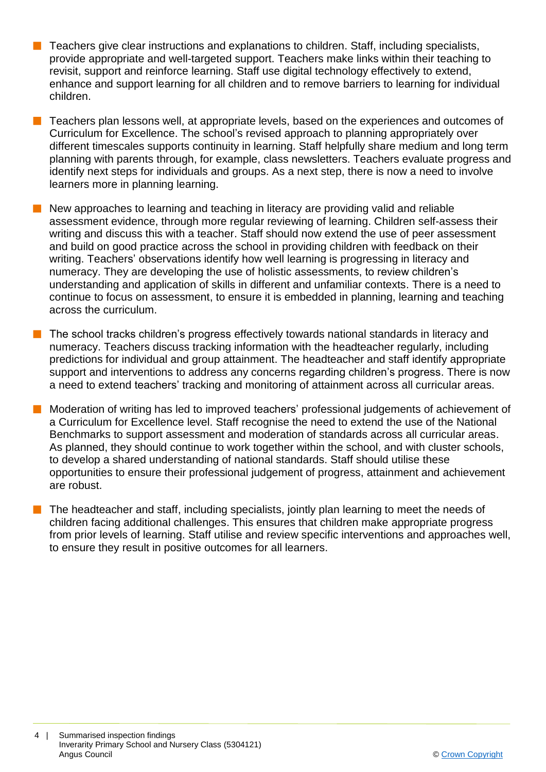- Teachers give clear instructions and explanations to children. Staff, including specialists, provide appropriate and well-targeted support. Teachers make links within their teaching to revisit, support and reinforce learning. Staff use digital technology effectively to extend, enhance and support learning for all children and to remove barriers to learning for individual children.

- Teachers plan lessons well, at appropriate levels, based on the experiences and outcomes of Curriculum for Excellence. The school's revised approach to planning appropriately over different timescales supports continuity in learning. Staff helpfully share medium and long term planning with parents through, for example, class newsletters. Teachers evaluate progress and identify next steps for individuals and groups. As a next step, there is now a need to involve learners more in planning learning.

- New approaches to learning and teaching in literacy are providing valid and reliable assessment evidence, through more regular reviewing of learning. Children self-assess their writing and discuss this with a teacher. Staff should now extend the use of peer assessment and build on good practice across the school in providing children with feedback on their writing. Teachers' observations identify how well learning is progressing in literacy and numeracy. They are developing the use of holistic assessments, to review children's understanding and application of skills in different and unfamiliar contexts. There is a need to continue to focus on assessment, to ensure it is embedded in planning, learning and teaching across the curriculum.

- The school tracks children's progress effectively towards national standards in literacy and numeracy. Teachers discuss tracking information with the headteacher regularly, including predictions for individual and group attainment. The headteacher and staff identify appropriate support and interventions to address any concerns regarding children's progress. There is now a need to extend teachers' tracking and monitoring of attainment across all curricular areas.

- Moderation of writing has led to improved teachers' professional judgements of achievement of a Curriculum for Excellence level. Staff recognise the need to extend the use of the National Benchmarks to support assessment and moderation of standards across all curricular areas. As planned, they should continue to work together within the school, and with cluster schools, to develop a shared understanding of national standards. Staff should utilise these opportunities to ensure their professional judgement of progress, attainment and achievement are robust.

- The headteacher and staff, including specialists, jointly plan learning to meet the needs of children facing additional challenges. This ensures that children make appropriate progress from prior levels of learning. Staff utilise and review specific interventions and approaches well, to ensure they result in positive outcomes for all learners.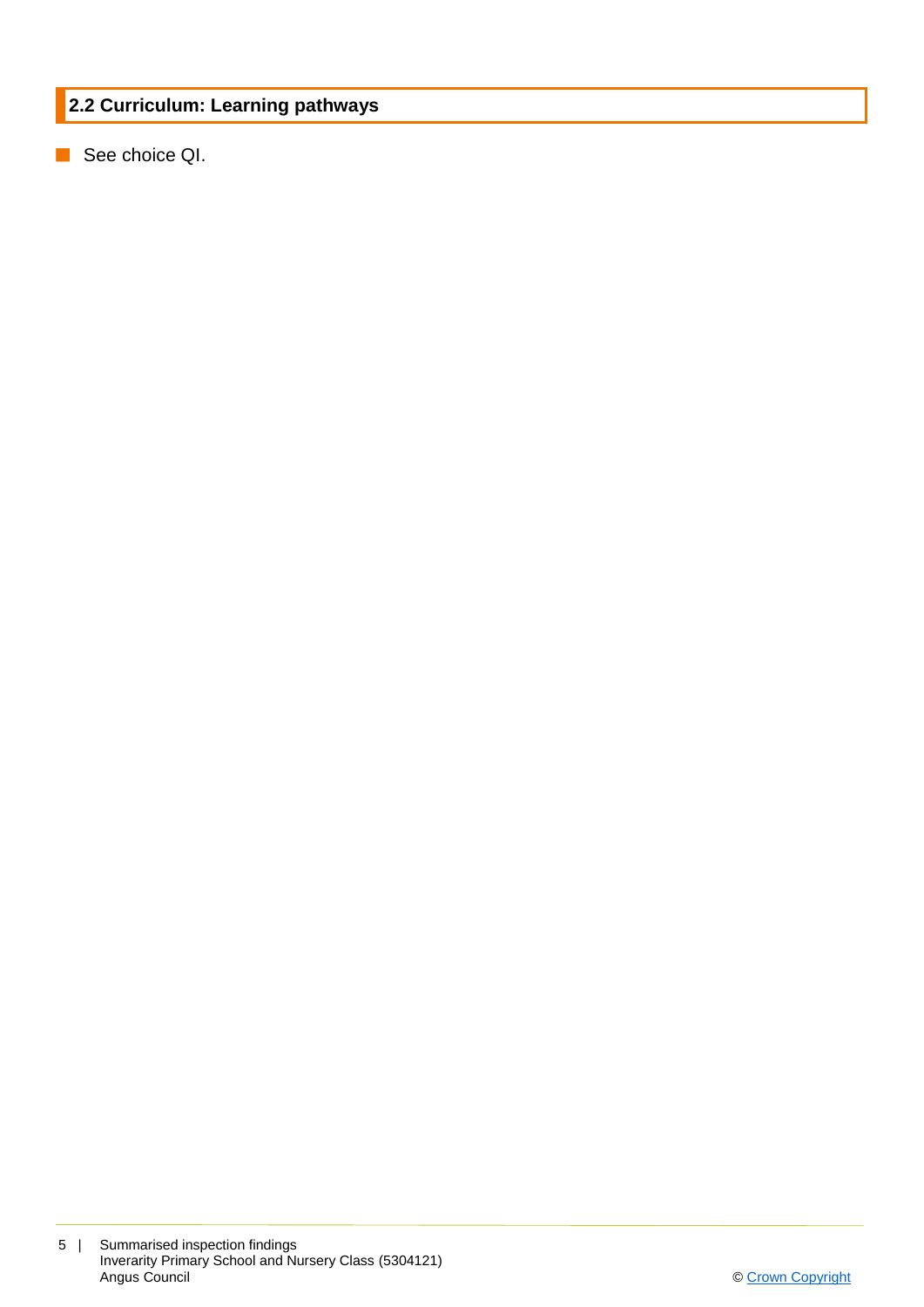## 2.2 Curriculum: Learning pathways

- See choice QI.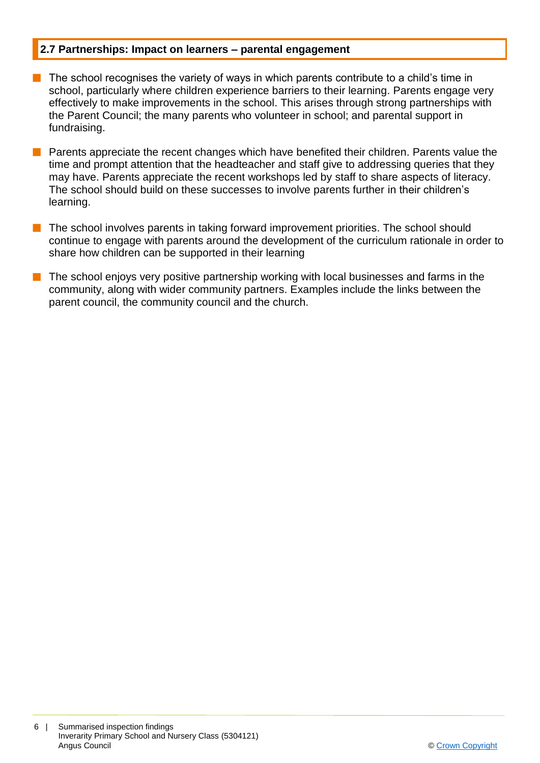## 2.7 Partnerships: Impact on learners – parental engagement

- The school recognises the variety of ways in which parents contribute to a child's time in school, particularly where children experience barriers to their learning. Parents engage very effectively to make improvements in the school. This arises through strong partnerships with the Parent Council; the many parents who volunteer in school; and parental support in fundraising.
- Parents appreciate the recent changes which have benefited their children. Parents value the time and prompt attention that the headteacher and staff give to addressing queries that they may have. Parents appreciate the recent workshops led by staff to share aspects of literacy. The school should build on these successes to involve parents further in their children's learning.
- The school involves parents in taking forward improvement priorities. The school should continue to engage with parents around the development of the curriculum rationale in order to share how children can be supported in their learning
- The school enjoys very positive partnership working with local businesses and farms in the community, along with wider community partners. Examples include the links between the parent council, the community council and the church.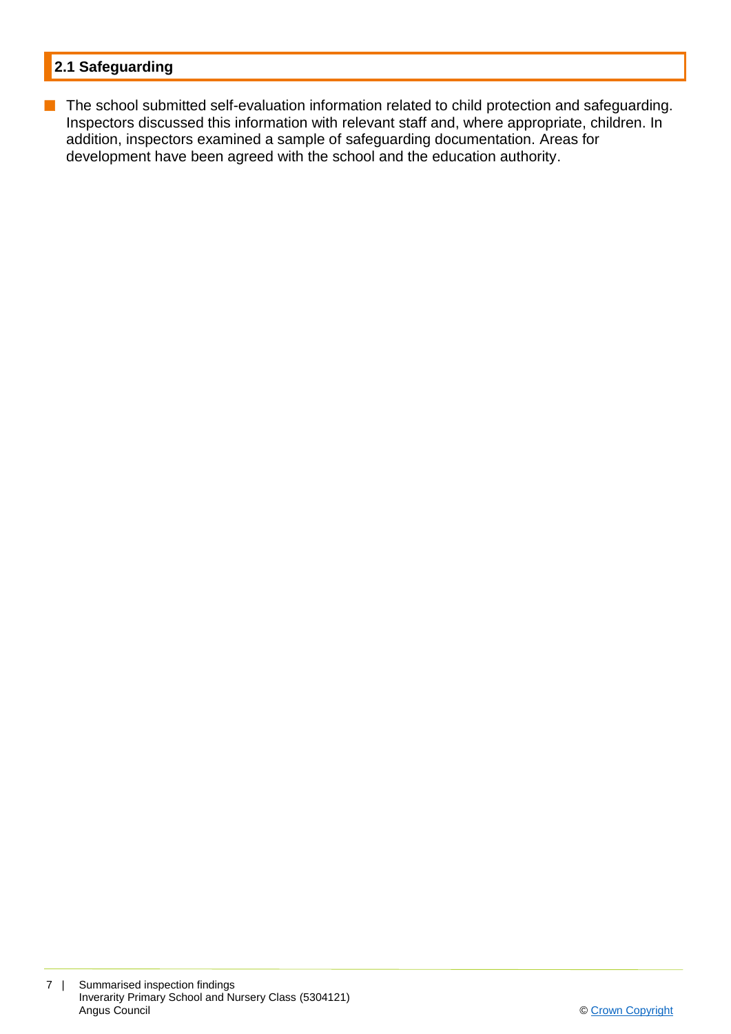## 2.1 Safeguarding

- The school submitted self-evaluation information related to child protection and safeguarding. Inspectors discussed this information with relevant staff and, where appropriate, children. In addition, inspectors examined a sample of safeguarding documentation. Areas for development have been agreed with the school and the education authority.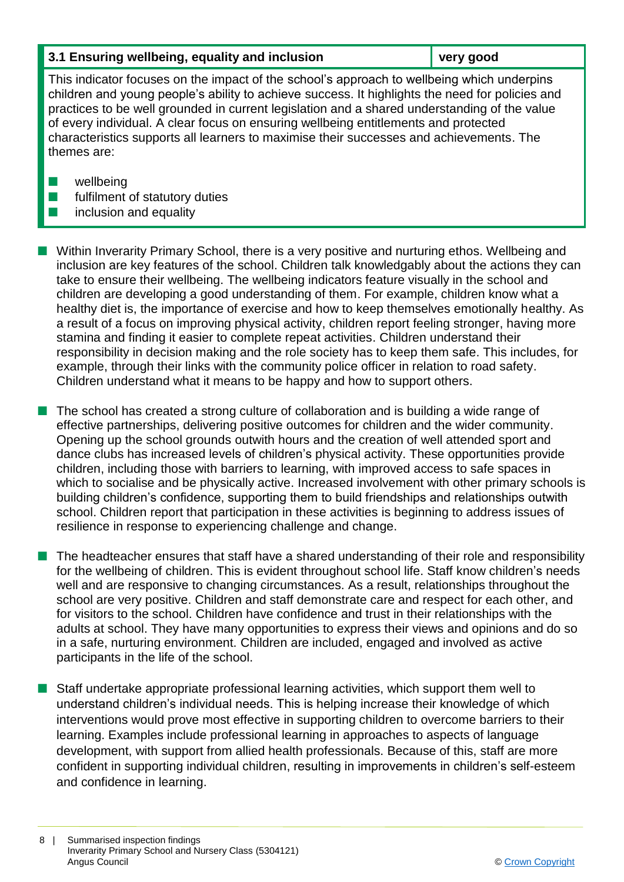| 3.1 Ensuring wellbeing, equality and inclusion | very good |
| --- | --- |

This indicator focuses on the impact of the school's approach to wellbeing which underpins children and young people's ability to achieve success. It highlights the need for policies and practices to be well grounded in current legislation and a shared understanding of the value of every individual. A clear focus on ensuring wellbeing entitlements and protected characteristics supports all learners to maximise their successes and achievements. The themes are:

- wellbeing
- fulfilment of statutory duties
- inclusion and equality

- Within Inverarity Primary School, there is a very positive and nurturing ethos. Wellbeing and inclusion are key features of the school. Children talk knowledgably about the actions they can take to ensure their wellbeing. The wellbeing indicators feature visually in the school and children are developing a good understanding of them. For example, children know what a healthy diet is, the importance of exercise and how to keep themselves emotionally healthy. As a result of a focus on improving physical activity, children report feeling stronger, having more stamina and finding it easier to complete repeat activities. Children understand their responsibility in decision making and the role society has to keep them safe. This includes, for example, through their links with the community police officer in relation to road safety. Children understand what it means to be happy and how to support others.

- The school has created a strong culture of collaboration and is building a wide range of effective partnerships, delivering positive outcomes for children and the wider community. Opening up the school grounds outwith hours and the creation of well attended sport and dance clubs has increased levels of children's physical activity. These opportunities provide children, including those with barriers to learning, with improved access to safe spaces in which to socialise and be physically active. Increased involvement with other primary schools is building children's confidence, supporting them to build friendships and relationships outwith school. Children report that participation in these activities is beginning to address issues of resilience in response to experiencing challenge and change.

- The headteacher ensures that staff have a shared understanding of their role and responsibility for the wellbeing of children. This is evident throughout school life. Staff know children's needs well and are responsive to changing circumstances. As a result, relationships throughout the school are very positive. Children and staff demonstrate care and respect for each other, and for visitors to the school. Children have confidence and trust in their relationships with the adults at school. They have many opportunities to express their views and opinions and do so in a safe, nurturing environment. Children are included, engaged and involved as active participants in the life of the school.

- Staff undertake appropriate professional learning activities, which support them well to understand children's individual needs. This is helping increase their knowledge of which interventions would prove most effective in supporting children to overcome barriers to their learning. Examples include professional learning in approaches to aspects of language development, with support from allied health professionals. Because of this, staff are more confident in supporting individual children, resulting in improvements in children's self-esteem and confidence in learning.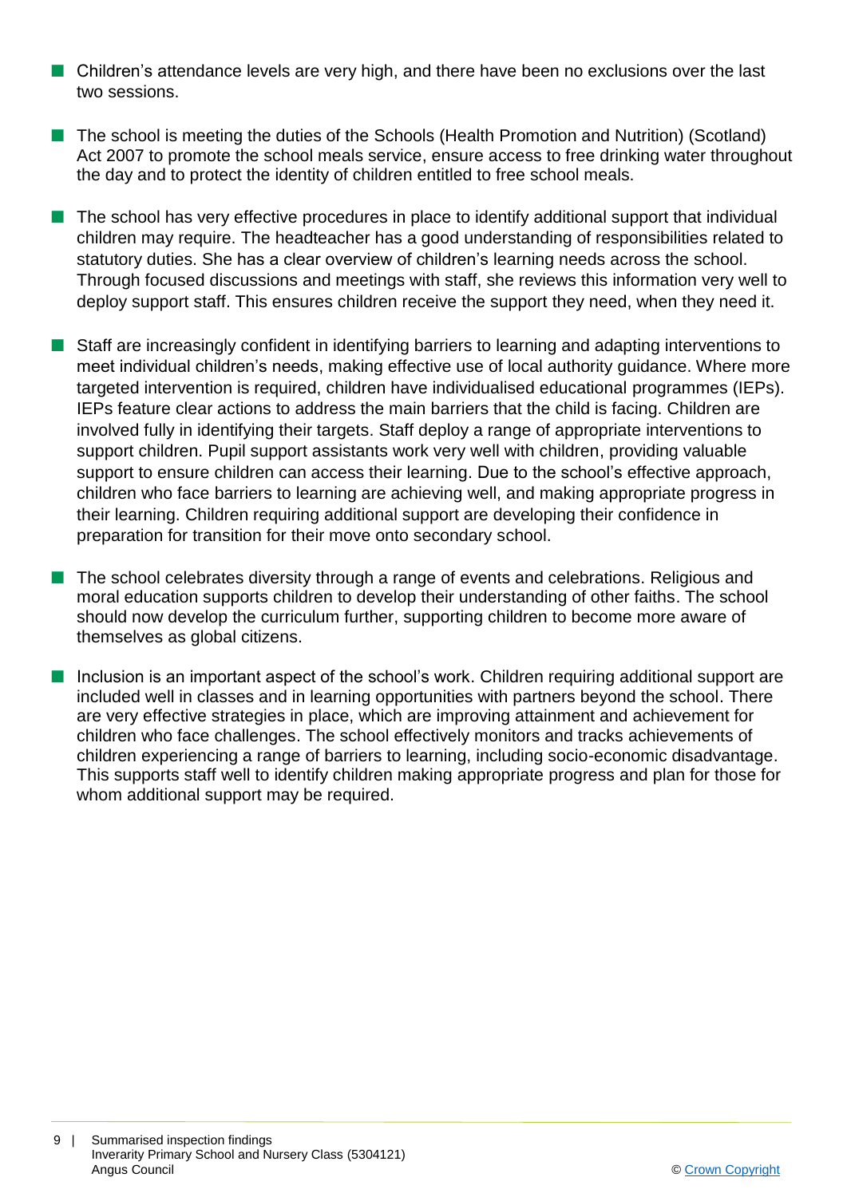- Children's attendance levels are very high, and there have been no exclusions over the last two sessions.
- The school is meeting the duties of the Schools (Health Promotion and Nutrition) (Scotland) Act 2007 to promote the school meals service, ensure access to free drinking water throughout the day and to protect the identity of children entitled to free school meals.
- The school has very effective procedures in place to identify additional support that individual children may require. The headteacher has a good understanding of responsibilities related to statutory duties. She has a clear overview of children's learning needs across the school. Through focused discussions and meetings with staff, she reviews this information very well to deploy support staff. This ensures children receive the support they need, when they need it.
- Staff are increasingly confident in identifying barriers to learning and adapting interventions to meet individual children's needs, making effective use of local authority guidance. Where more targeted intervention is required, children have individualised educational programmes (IEPs). IEPs feature clear actions to address the main barriers that the child is facing. Children are involved fully in identifying their targets. Staff deploy a range of appropriate interventions to support children. Pupil support assistants work very well with children, providing valuable support to ensure children can access their learning. Due to the school's effective approach, children who face barriers to learning are achieving well, and making appropriate progress in their learning. Children requiring additional support are developing their confidence in preparation for transition for their move onto secondary school.
- The school celebrates diversity through a range of events and celebrations. Religious and moral education supports children to develop their understanding of other faiths. The school should now develop the curriculum further, supporting children to become more aware of themselves as global citizens.
- Inclusion is an important aspect of the school's work. Children requiring additional support are included well in classes and in learning opportunities with partners beyond the school. There are very effective strategies in place, which are improving attainment and achievement for children who face challenges. The school effectively monitors and tracks achievements of children experiencing a range of barriers to learning, including socio-economic disadvantage. This supports staff well to identify children making appropriate progress and plan for those for whom additional support may be required.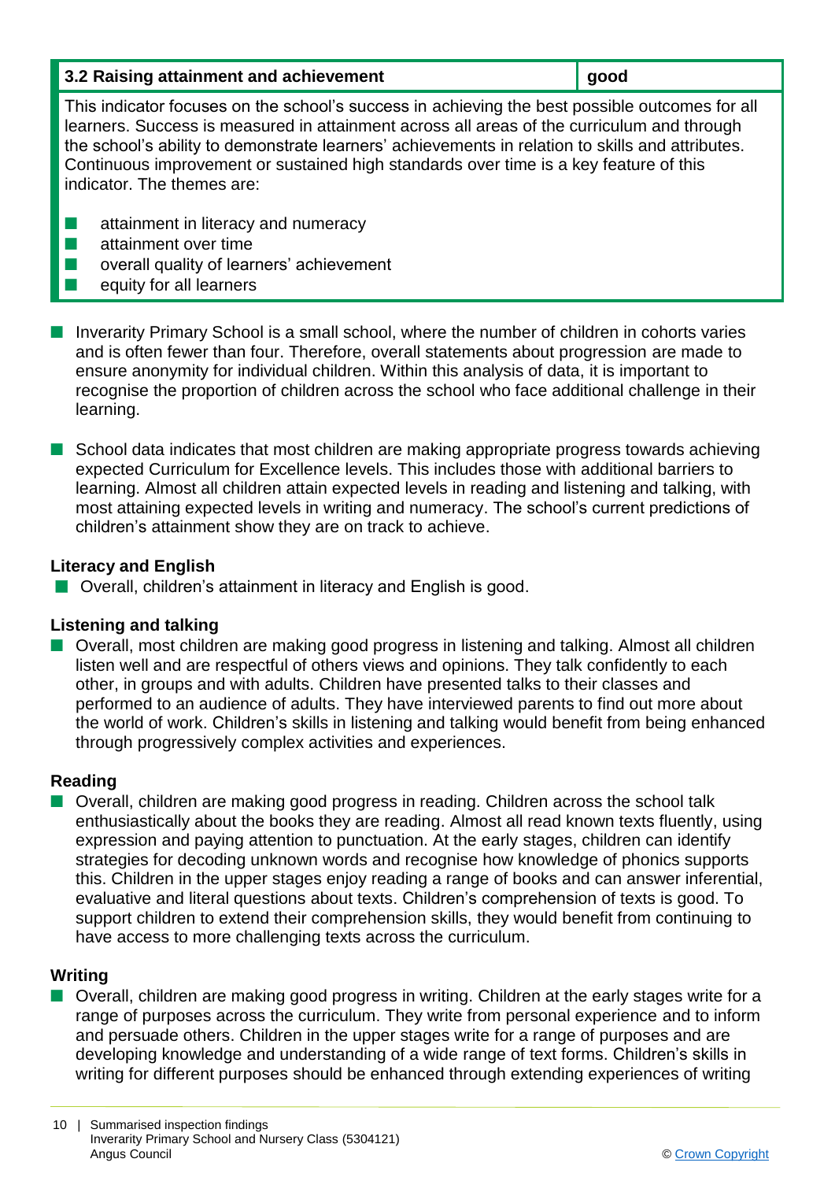| 3.2 Raising attainment and achievement | good |
| --- | --- |

This indicator focuses on the school's success in achieving the best possible outcomes for all learners. Success is measured in attainment across all areas of the curriculum and through the school's ability to demonstrate learners' achievements in relation to skills and attributes. Continuous improvement or sustained high standards over time is a key feature of this indicator. The themes are:

- attainment in literacy and numeracy
- attainment over time
- overall quality of learners' achievement
- equity for all learners

- Inverarity Primary School is a small school, where the number of children in cohorts varies and is often fewer than four. Therefore, overall statements about progression are made to ensure anonymity for individual children. Within this analysis of data, it is important to recognise the proportion of children across the school who face additional challenge in their learning.

- School data indicates that most children are making appropriate progress towards achieving expected Curriculum for Excellence levels. This includes those with additional barriers to learning. Almost all children attain expected levels in reading and listening and talking, with most attaining expected levels in writing and numeracy. The school's current predictions of children's attainment show they are on track to achieve.

### Literacy and English

- Overall, children's attainment in literacy and English is good.

### Listening and talking

- Overall, most children are making good progress in listening and talking. Almost all children listen well and are respectful of others views and opinions. They talk confidently to each other, in groups and with adults. Children have presented talks to their classes and performed to an audience of adults. They have interviewed parents to find out more about the world of work. Children's skills in listening and talking would benefit from being enhanced through progressively complex activities and experiences.

### Reading

- Overall, children are making good progress in reading. Children across the school talk enthusiastically about the books they are reading. Almost all read known texts fluently, using expression and paying attention to punctuation. At the early stages, children can identify strategies for decoding unknown words and recognise how knowledge of phonics supports this. Children in the upper stages enjoy reading a range of books and can answer inferential, evaluative and literal questions about texts. Children's comprehension of texts is good. To support children to extend their comprehension skills, they would benefit from continuing to have access to more challenging texts across the curriculum.

### Writing

- Overall, children are making good progress in writing. Children at the early stages write for a range of purposes across the curriculum. They write from personal experience and to inform and persuade others. Children in the upper stages write for a range of purposes and are developing knowledge and understanding of a wide range of text forms. Children's skills in writing for different purposes should be enhanced through extending experiences of writing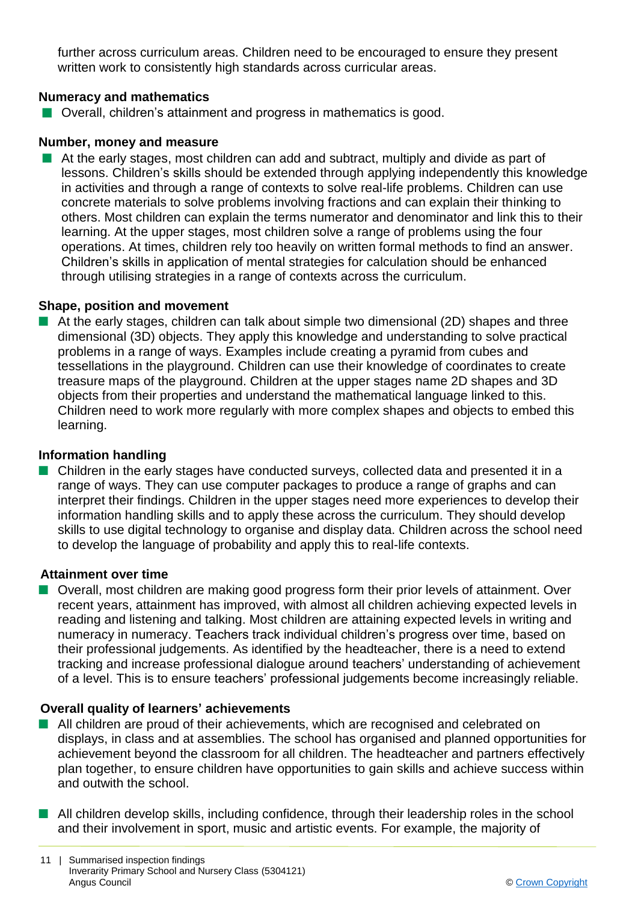further across curriculum areas. Children need to be encouraged to ensure they present written work to consistently high standards across curricular areas.

**Numeracy and mathematics**

- Overall, children's attainment and progress in mathematics is good.

**Number, money and measure**

- At the early stages, most children can add and subtract, multiply and divide as part of lessons. Children's skills should be extended through applying independently this knowledge in activities and through a range of contexts to solve real-life problems. Children can use concrete materials to solve problems involving fractions and can explain their thinking to others. Most children can explain the terms numerator and denominator and link this to their learning. At the upper stages, most children solve a range of problems using the four operations. At times, children rely too heavily on written formal methods to find an answer. Children's skills in application of mental strategies for calculation should be enhanced through utilising strategies in a range of contexts across the curriculum.

**Shape, position and movement**

- At the early stages, children can talk about simple two dimensional (2D) shapes and three dimensional (3D) objects. They apply this knowledge and understanding to solve practical problems in a range of ways. Examples include creating a pyramid from cubes and tessellations in the playground. Children can use their knowledge of coordinates to create treasure maps of the playground. Children at the upper stages name 2D shapes and 3D objects from their properties and understand the mathematical language linked to this. Children need to work more regularly with more complex shapes and objects to embed this learning.

**Information handling**

- Children in the early stages have conducted surveys, collected data and presented it in a range of ways. They can use computer packages to produce a range of graphs and can interpret their findings. Children in the upper stages need more experiences to develop their information handling skills and to apply these across the curriculum. They should develop skills to use digital technology to organise and display data. Children across the school need to develop the language of probability and apply this to real-life contexts.

**Attainment over time**

- Overall, most children are making good progress form their prior levels of attainment. Over recent years, attainment has improved, with almost all children achieving expected levels in reading and listening and talking. Most children are attaining expected levels in writing and numeracy in numeracy. Teachers track individual children's progress over time, based on their professional judgements. As identified by the headteacher, there is a need to extend tracking and increase professional dialogue around teachers' understanding of achievement of a level. This is to ensure teachers' professional judgements become increasingly reliable.

**Overall quality of learners' achievements**

- All children are proud of their achievements, which are recognised and celebrated on displays, in class and at assemblies. The school has organised and planned opportunities for achievement beyond the classroom for all children. The headteacher and partners effectively plan together, to ensure children have opportunities to gain skills and achieve success within and outwith the school.

- All children develop skills, including confidence, through their leadership roles in the school and their involvement in sport, music and artistic events. For example, the majority of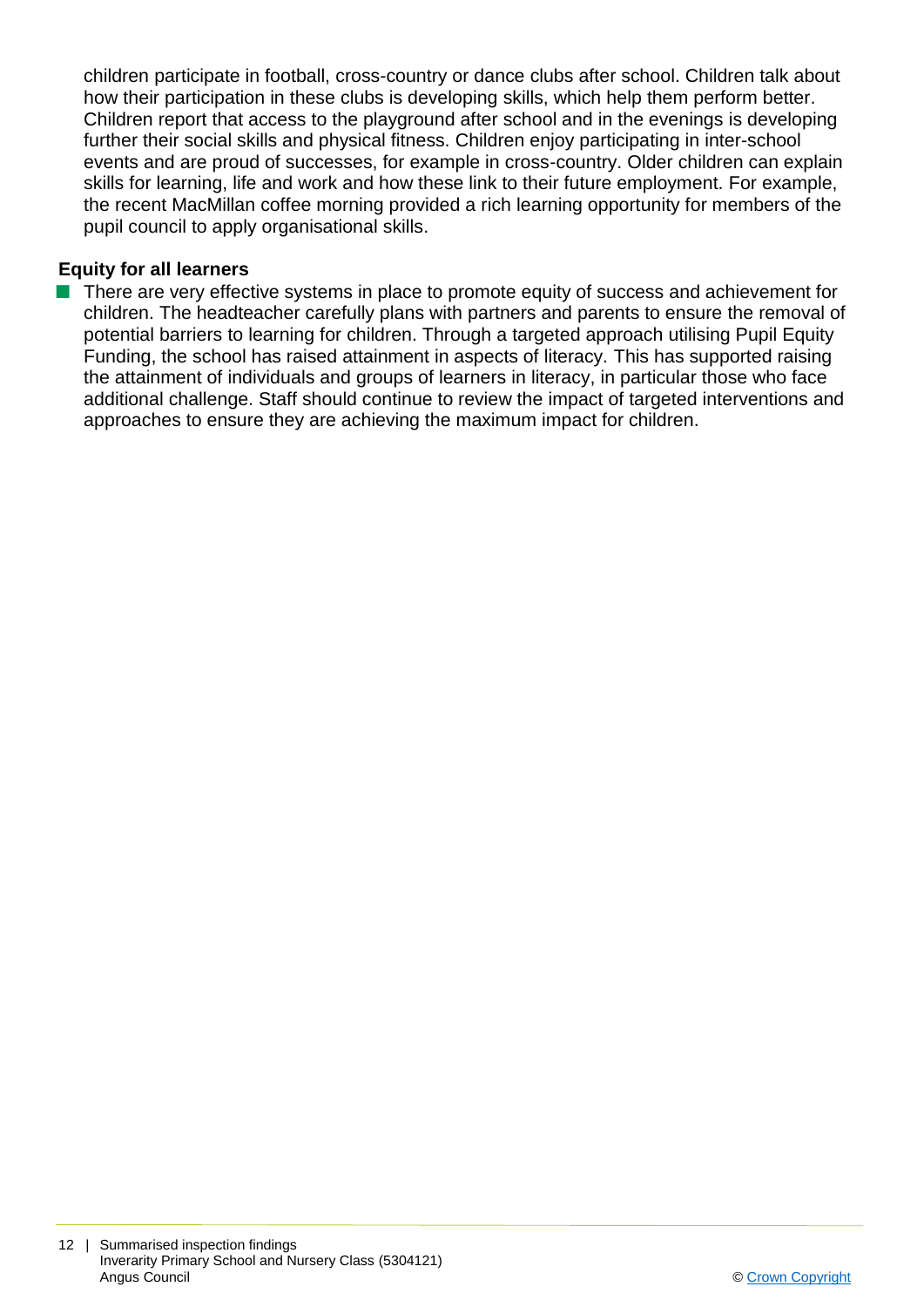children participate in football, cross-country or dance clubs after school. Children talk about how their participation in these clubs is developing skills, which help them perform better. Children report that access to the playground after school and in the evenings is developing further their social skills and physical fitness. Children enjoy participating in inter-school events and are proud of successes, for example in cross-country. Older children can explain skills for learning, life and work and how these link to their future employment. For example, the recent MacMillan coffee morning provided a rich learning opportunity for members of the pupil council to apply organisational skills.

**Equity for all learners**

- There are very effective systems in place to promote equity of success and achievement for children. The headteacher carefully plans with partners and parents to ensure the removal of potential barriers to learning for children. Through a targeted approach utilising Pupil Equity Funding, the school has raised attainment in aspects of literacy. This has supported raising the attainment of individuals and groups of learners in literacy, in particular those who face additional challenge. Staff should continue to review the impact of targeted interventions and approaches to ensure they are achieving the maximum impact for children.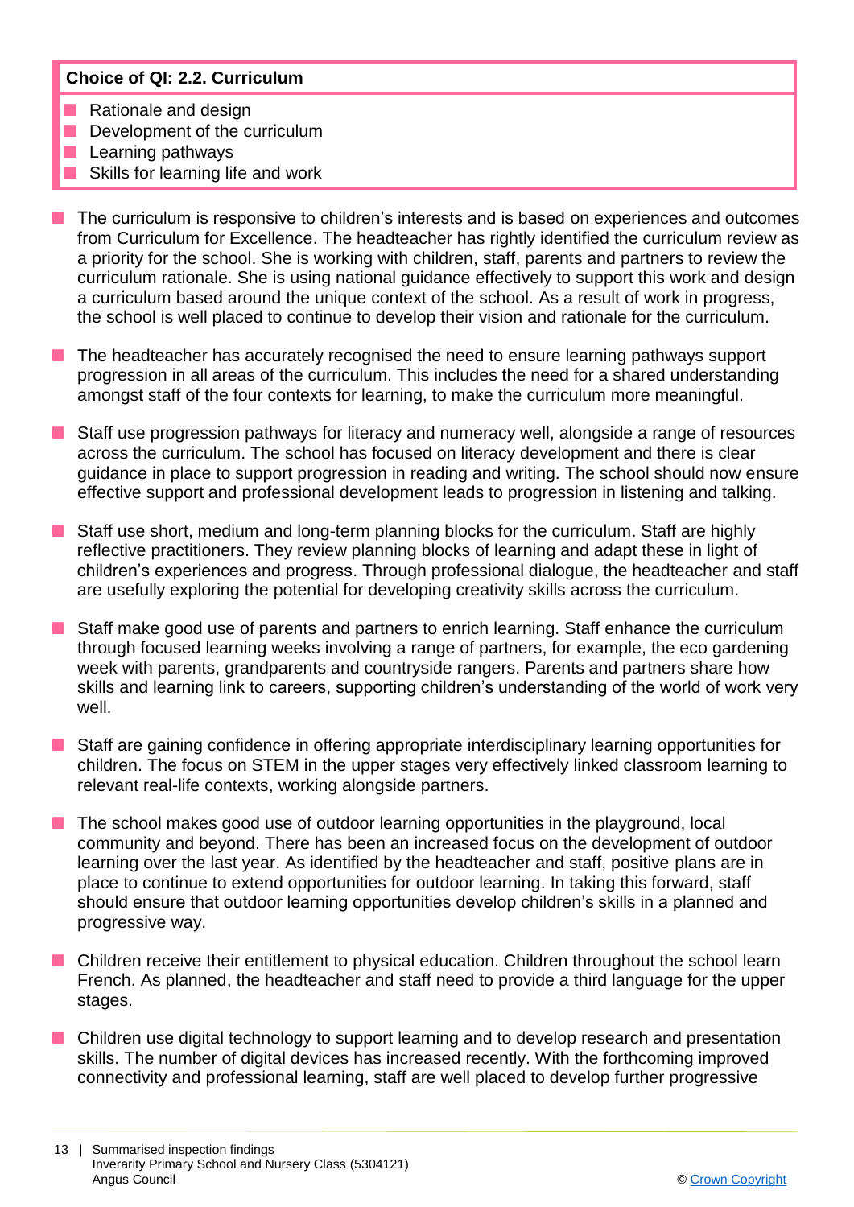**Choice of QI: 2.2. Curriculum**

- Rationale and design
- Development of the curriculum
- Learning pathways
- Skills for learning life and work

- The curriculum is responsive to children's interests and is based on experiences and outcomes from Curriculum for Excellence. The headteacher has rightly identified the curriculum review as a priority for the school. She is working with children, staff, parents and partners to review the curriculum rationale. She is using national guidance effectively to support this work and design a curriculum based around the unique context of the school. As a result of work in progress, the school is well placed to continue to develop their vision and rationale for the curriculum.

- The headteacher has accurately recognised the need to ensure learning pathways support progression in all areas of the curriculum. This includes the need for a shared understanding amongst staff of the four contexts for learning, to make the curriculum more meaningful.

- Staff use progression pathways for literacy and numeracy well, alongside a range of resources across the curriculum. The school has focused on literacy development and there is clear guidance in place to support progression in reading and writing. The school should now ensure effective support and professional development leads to progression in listening and talking.

- Staff use short, medium and long-term planning blocks for the curriculum. Staff are highly reflective practitioners. They review planning blocks of learning and adapt these in light of children's experiences and progress. Through professional dialogue, the headteacher and staff are usefully exploring the potential for developing creativity skills across the curriculum.

- Staff make good use of parents and partners to enrich learning. Staff enhance the curriculum through focused learning weeks involving a range of partners, for example, the eco gardening week with parents, grandparents and countryside rangers. Parents and partners share how skills and learning link to careers, supporting children's understanding of the world of work very well.

- Staff are gaining confidence in offering appropriate interdisciplinary learning opportunities for children. The focus on STEM in the upper stages very effectively linked classroom learning to relevant real-life contexts, working alongside partners.

- The school makes good use of outdoor learning opportunities in the playground, local community and beyond. There has been an increased focus on the development of outdoor learning over the last year. As identified by the headteacher and staff, positive plans are in place to continue to extend opportunities for outdoor learning. In taking this forward, staff should ensure that outdoor learning opportunities develop children's skills in a planned and progressive way.

- Children receive their entitlement to physical education. Children throughout the school learn French. As planned, the headteacher and staff need to provide a third language for the upper stages.

- Children use digital technology to support learning and to develop research and presentation skills. The number of digital devices has increased recently. With the forthcoming improved connectivity and professional learning, staff are well placed to develop further progressive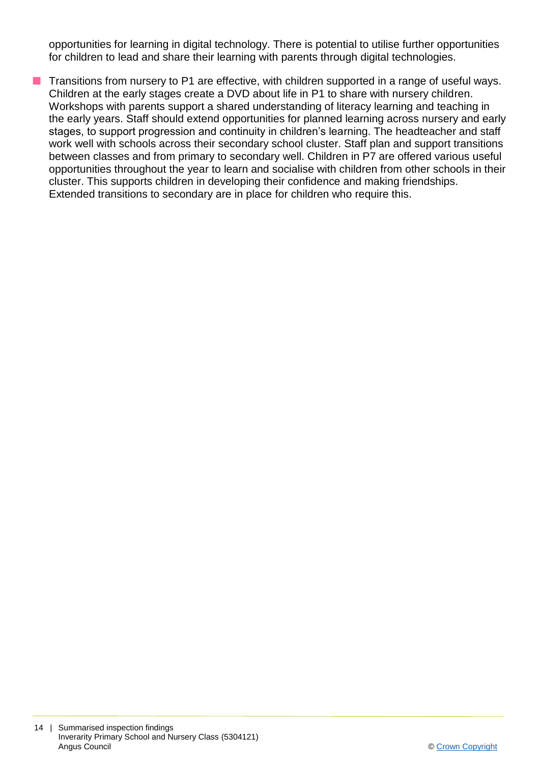opportunities for learning in digital technology. There is potential to utilise further opportunities for children to lead and share their learning with parents through digital technologies.

- Transitions from nursery to P1 are effective, with children supported in a range of useful ways. Children at the early stages create a DVD about life in P1 to share with nursery children. Workshops with parents support a shared understanding of literacy learning and teaching in the early years. Staff should extend opportunities for planned learning across nursery and early stages, to support progression and continuity in children's learning. The headteacher and staff work well with schools across their secondary school cluster. Staff plan and support transitions between classes and from primary to secondary well. Children in P7 are offered various useful opportunities throughout the year to learn and socialise with children from other schools in their cluster. This supports children in developing their confidence and making friendships. Extended transitions to secondary are in place for children who require this.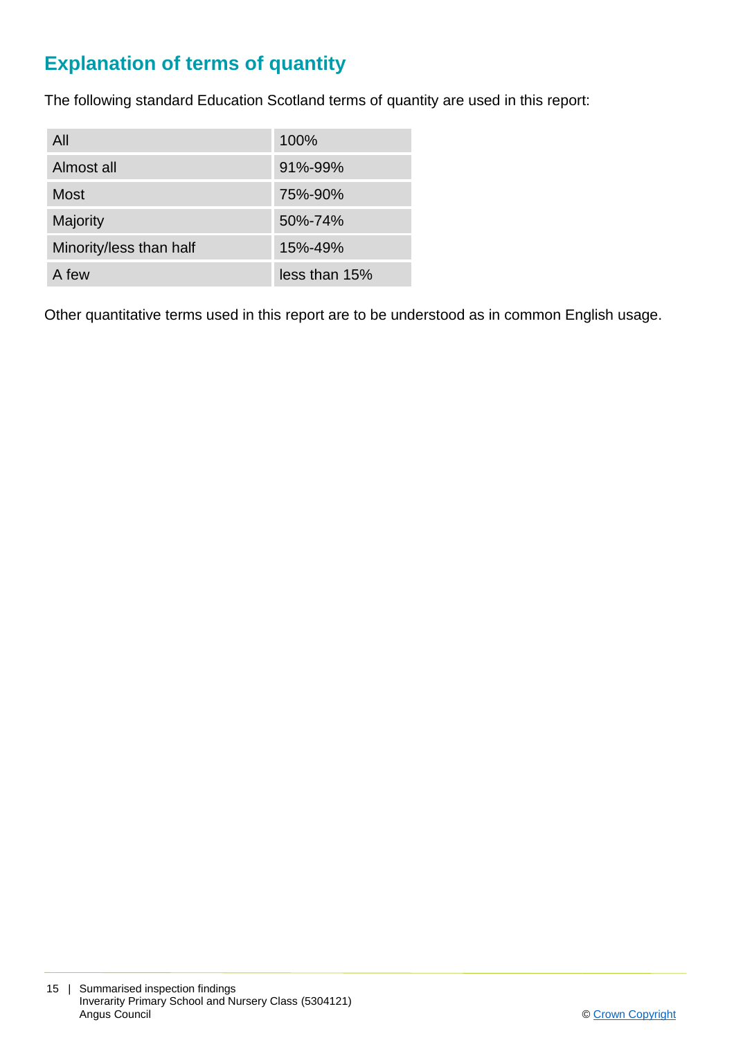## Explanation of terms of quantity

The following standard Education Scotland terms of quantity are used in this report:

| | |
|---|---|
| All | 100% |
| Almost all | 91%-99% |
| Most | 75%-90% |
| Majority | 50%-74% |
| Minority/less than half | 15%-49% |
| A few | less than 15% |

Other quantitative terms used in this report are to be understood as in common English usage.